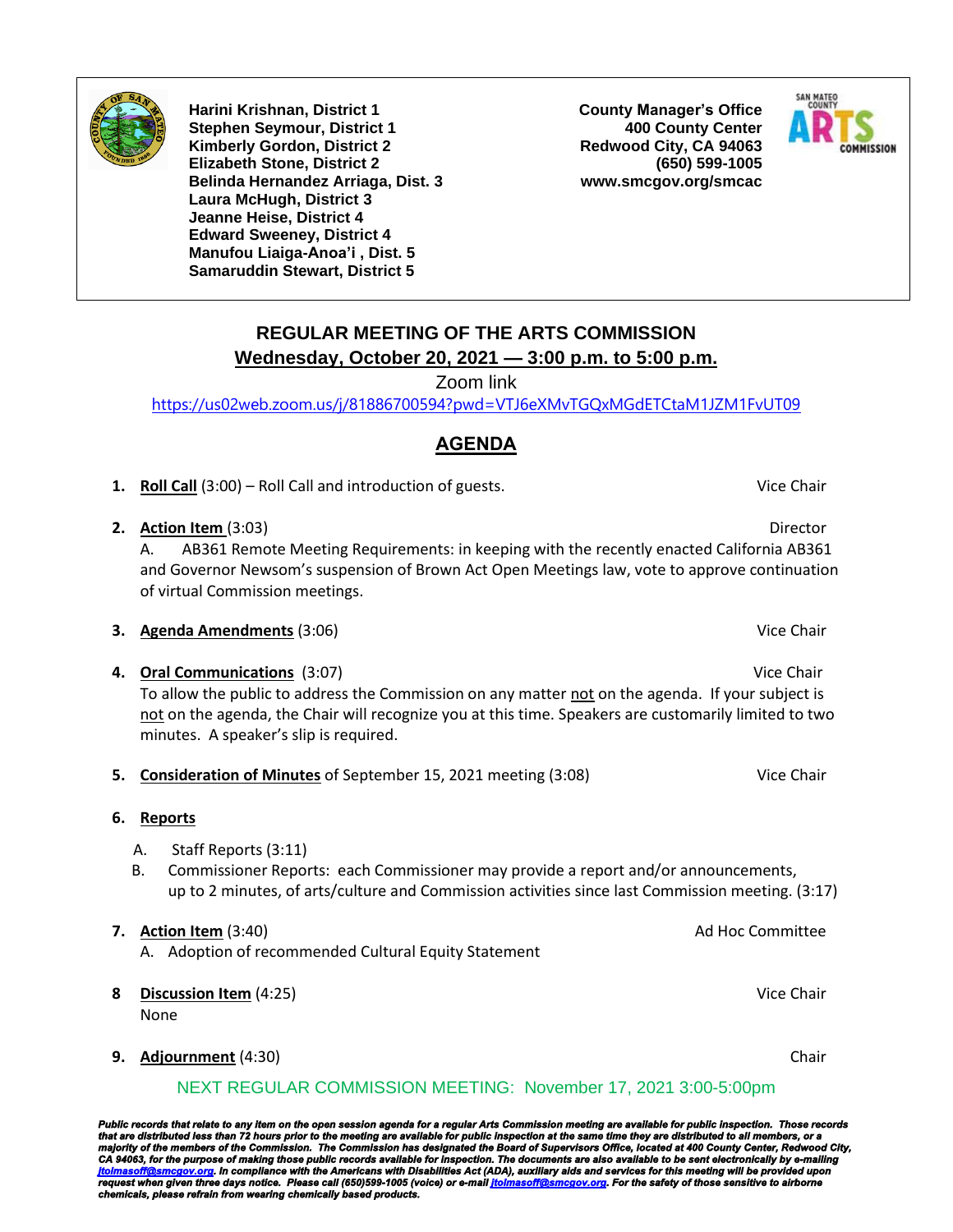**Harini Krishnan, District 1**
**Stephen Seymour, District 1**
**Kimberly Gordon, District 2**
**Elizabeth Stone, District 2**
**Belinda Hernandez Arriaga, Dist. 3**
**Laura McHugh, District 3**
**Jeanne Heise, District 4**
**Edward Sweeney, District 4**
**Manufou Liaiga-Anoa'i , Dist. 5**
**Samaruddin Stewart, District 5**

**County Manager's Office**
**400 County Center**
**Redwood City, CA 94063**
**(650) 599-1005**
**www.smcgov.org/smcac**

## REGULAR MEETING OF THE ARTS COMMISSION

**Wednesday, October 20, 2021 — 3:00 p.m. to 5:00 p.m.**

Zoom link

https://us02web.zoom.us/j/81886700594?pwd=VTJ6eXMvTGQxMGdETCtaM1JZM1FvUT09

## AGENDA

1. **Roll Call** (3:00) – Roll Call and introduction of guests. — Vice Chair

2. **Action Item** (3:03) — Director
   A. AB361 Remote Meeting Requirements: in keeping with the recently enacted California AB361 and Governor Newsom's suspension of Brown Act Open Meetings law, vote to approve continuation of virtual Commission meetings.

3. **Agenda Amendments** (3:06) — Vice Chair

4. **Oral Communications** (3:07) — Vice Chair
   To allow the public to address the Commission on any matter not on the agenda. If your subject is not on the agenda, the Chair will recognize you at this time. Speakers are customarily limited to two minutes. A speaker's slip is required.

5. **Consideration of Minutes** of September 15, 2021 meeting (3:08) — Vice Chair

6. **Reports**
   A. Staff Reports (3:11)
   B. Commissioner Reports: each Commissioner may provide a report and/or announcements, up to 2 minutes, of arts/culture and Commission activities since last Commission meeting. (3:17)

7. **Action Item** (3:40) — Ad Hoc Committee
   A. Adoption of recommended Cultural Equity Statement

8. **Discussion Item** (4:25) — Vice Chair
   None

9. **Adjournment** (4:30) — Chair

NEXT REGULAR COMMISSION MEETING: November 17, 2021 3:00-5:00pm

***Public records that relate to any item on the open session agenda for a regular Arts Commission meeting are available for public inspection. Those records that are distributed less than 72 hours prior to the meeting are available for public inspection at the same time they are distributed to all members, or a majority of the members of the Commission. The Commission has designated the Board of Supervisors Office, located at 400 County Center, Redwood City, CA 94063, for the purpose of making those public records available for inspection. The documents are also available to be sent electronically by e-mailing jtolmasoff@smcgov.org. In compliance with the Americans with Disabilities Act (ADA), auxiliary aids and services for this meeting will be provided upon request when given three days notice. Please call (650)599-1005 (voice) or e-mail jtolmasoff@smcgov.org. For the safety of those sensitive to airborne chemicals, please refrain from wearing chemically based products.***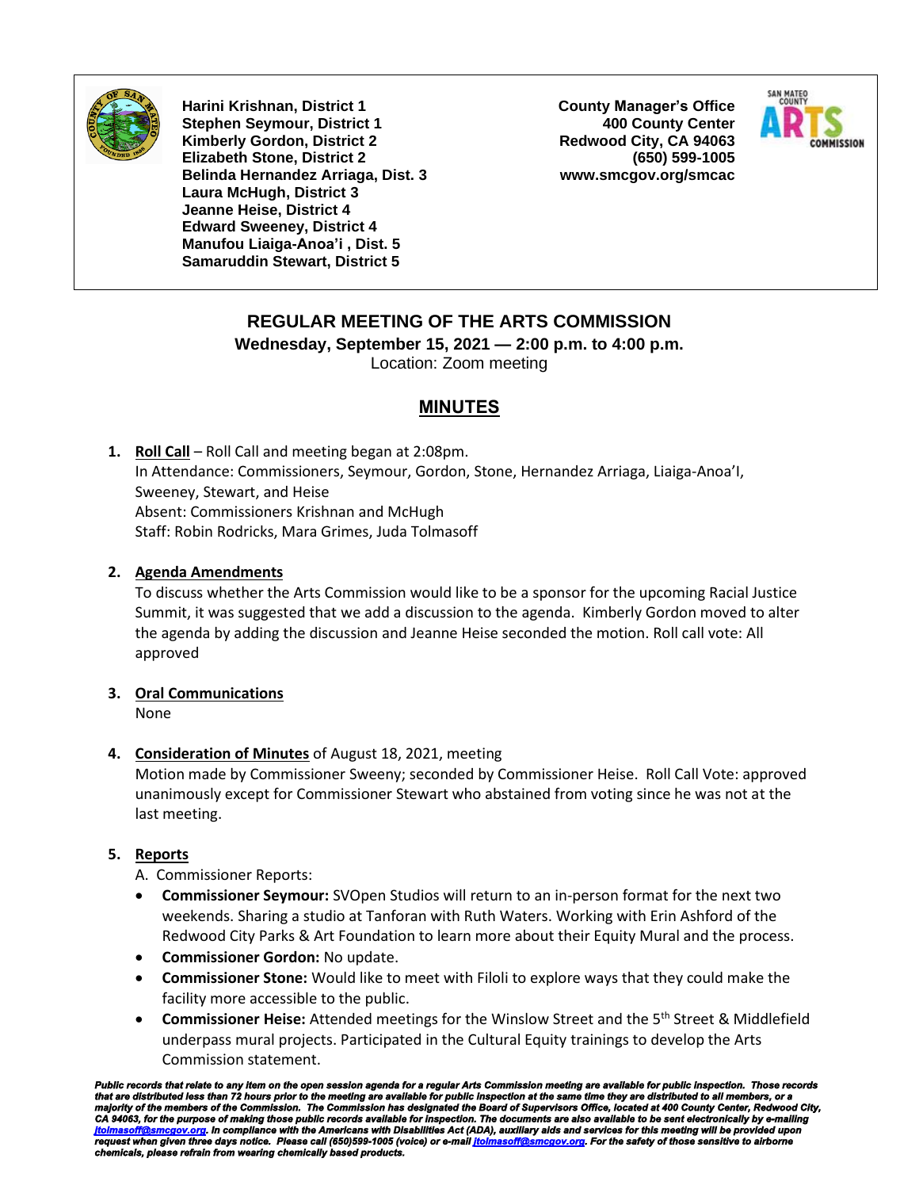**Harini Krishnan, District 1**
**Stephen Seymour, District 1**
**Kimberly Gordon, District 2**
**Elizabeth Stone, District 2**
**Belinda Hernandez Arriaga, Dist. 3**
**Laura McHugh, District 3**
**Jeanne Heise, District 4**
**Edward Sweeney, District 4**
**Manufou Liaiga-Anoa'i , Dist. 5**
**Samaruddin Stewart, District 5**

**County Manager's Office**
**400 County Center**
**Redwood City, CA 94063**
**(650) 599-1005**
**www.smcgov.org/smcac**

## REGULAR MEETING OF THE ARTS COMMISSION

**Wednesday, September 15, 2021 — 2:00 p.m. to 4:00 p.m.**

Location: Zoom meeting

## MINUTES

1. **Roll Call** – Roll Call and meeting began at 2:08pm.
   In Attendance: Commissioners, Seymour, Gordon, Stone, Hernandez Arriaga, Liaiga-Anoa'I, Sweeney, Stewart, and Heise
   Absent: Commissioners Krishnan and McHugh
   Staff: Robin Rodricks, Mara Grimes, Juda Tolmasoff

2. **Agenda Amendments**
   To discuss whether the Arts Commission would like to be a sponsor for the upcoming Racial Justice Summit, it was suggested that we add a discussion to the agenda. Kimberly Gordon moved to alter the agenda by adding the discussion and Jeanne Heise seconded the motion. Roll call vote: All approved

3. **Oral Communications**
   None

4. **Consideration of Minutes** of August 18, 2021, meeting
   Motion made by Commissioner Sweeny; seconded by Commissioner Heise. Roll Call Vote: approved unanimously except for Commissioner Stewart who abstained from voting since he was not at the last meeting.

5. **Reports**
   A. Commissioner Reports:
   - **Commissioner Seymour:** SVOpen Studios will return to an in-person format for the next two weekends. Sharing a studio at Tanforan with Ruth Waters. Working with Erin Ashford of the Redwood City Parks & Art Foundation to learn more about their Equity Mural and the process.
   - **Commissioner Gordon:** No update.
   - **Commissioner Stone:** Would like to meet with Filoli to explore ways that they could make the facility more accessible to the public.
   - **Commissioner Heise:** Attended meetings for the Winslow Street and the 5th Street & Middlefield underpass mural projects. Participated in the Cultural Equity trainings to develop the Arts Commission statement.

***Public records that relate to any item on the open session agenda for a regular Arts Commission meeting are available for public inspection. Those records that are distributed less than 72 hours prior to the meeting are available for public inspection at the same time they are distributed to all members, or a majority of the members of the Commission. The Commission has designated the Board of Supervisors Office, located at 400 County Center, Redwood City, CA 94063, for the purpose of making those public records available for inspection. The documents are also available to be sent electronically by e-mailing jtolmasoff@smcgov.org. In compliance with the Americans with Disabilities Act (ADA), auxiliary aids and services for this meeting will be provided upon request when given three days notice. Please call (650)599-1005 (voice) or e-mail jtolmasoff@smcgov.org. For the safety of those sensitive to airborne chemicals, please refrain from wearing chemically based products.***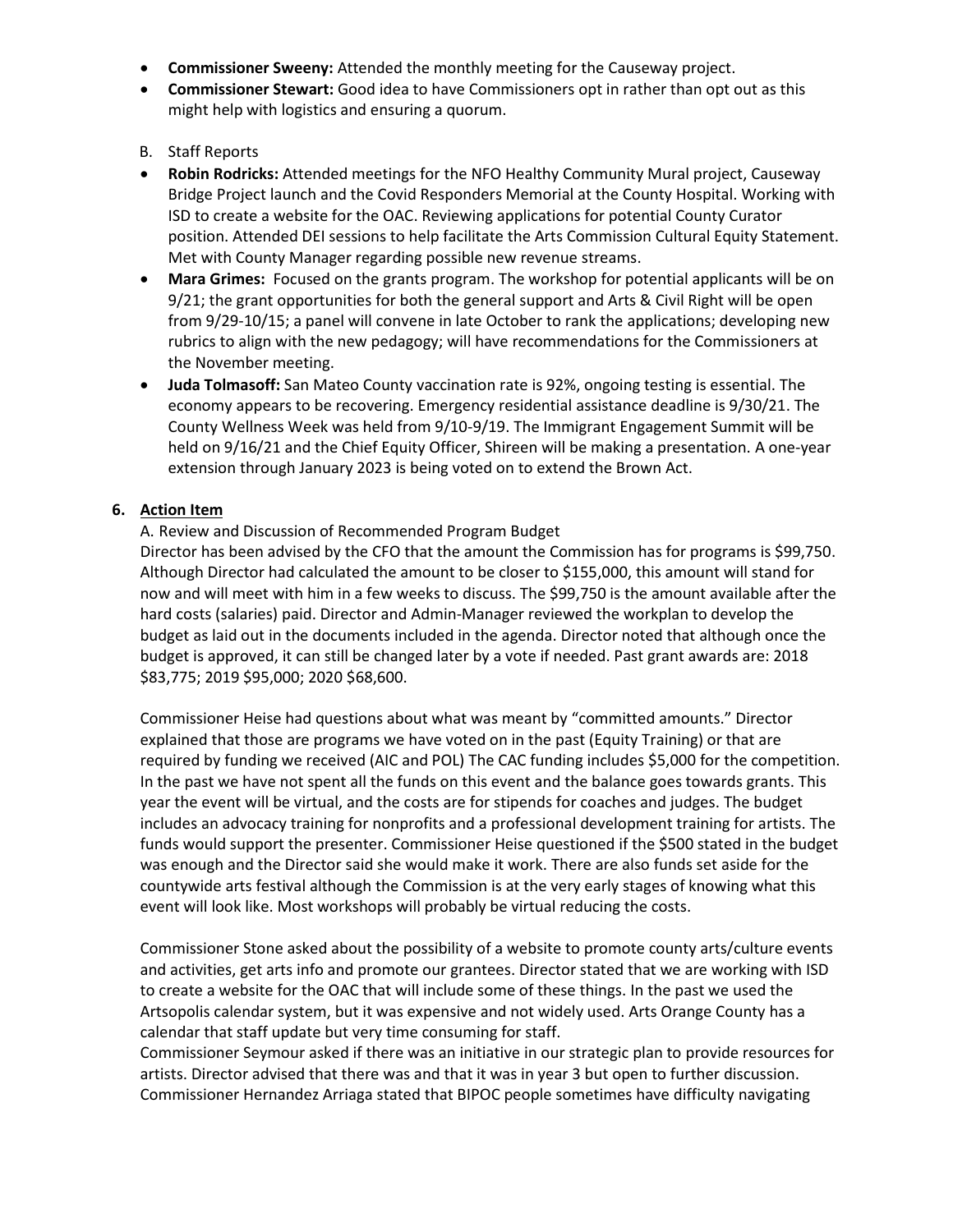- **Commissioner Sweeny:** Attended the monthly meeting for the Causeway project.
- **Commissioner Stewart:** Good idea to have Commissioners opt in rather than opt out as this might help with logistics and ensuring a quorum.

B. Staff Reports

- **Robin Rodricks:** Attended meetings for the NFO Healthy Community Mural project, Causeway Bridge Project launch and the Covid Responders Memorial at the County Hospital. Working with ISD to create a website for the OAC. Reviewing applications for potential County Curator position. Attended DEI sessions to help facilitate the Arts Commission Cultural Equity Statement. Met with County Manager regarding possible new revenue streams.
- **Mara Grimes:** Focused on the grants program. The workshop for potential applicants will be on 9/21; the grant opportunities for both the general support and Arts & Civil Right will be open from 9/29-10/15; a panel will convene in late October to rank the applications; developing new rubrics to align with the new pedagogy; will have recommendations for the Commissioners at the November meeting.
- **Juda Tolmasoff:** San Mateo County vaccination rate is 92%, ongoing testing is essential. The economy appears to be recovering. Emergency residential assistance deadline is 9/30/21. The County Wellness Week was held from 9/10-9/19. The Immigrant Engagement Summit will be held on 9/16/21 and the Chief Equity Officer, Shireen will be making a presentation. A one-year extension through January 2023 is being voted on to extend the Brown Act.

**6. Action Item**

A. Review and Discussion of Recommended Program Budget

Director has been advised by the CFO that the amount the Commission has for programs is $99,750. Although Director had calculated the amount to be closer to $155,000, this amount will stand for now and will meet with him in a few weeks to discuss. The $99,750 is the amount available after the hard costs (salaries) paid. Director and Admin-Manager reviewed the workplan to develop the budget as laid out in the documents included in the agenda. Director noted that although once the budget is approved, it can still be changed later by a vote if needed. Past grant awards are: 2018 $83,775; 2019 $95,000; 2020 $68,600.

Commissioner Heise had questions about what was meant by "committed amounts." Director explained that those are programs we have voted on in the past (Equity Training) or that are required by funding we received (AIC and POL) The CAC funding includes $5,000 for the competition. In the past we have not spent all the funds on this event and the balance goes towards grants. This year the event will be virtual, and the costs are for stipends for coaches and judges. The budget includes an advocacy training for nonprofits and a professional development training for artists. The funds would support the presenter. Commissioner Heise questioned if the $500 stated in the budget was enough and the Director said she would make it work. There are also funds set aside for the countywide arts festival although the Commission is at the very early stages of knowing what this event will look like. Most workshops will probably be virtual reducing the costs.

Commissioner Stone asked about the possibility of a website to promote county arts/culture events and activities, get arts info and promote our grantees. Director stated that we are working with ISD to create a website for the OAC that will include some of these things. In the past we used the Artsopolis calendar system, but it was expensive and not widely used. Arts Orange County has a calendar that staff update but very time consuming for staff.
Commissioner Seymour asked if there was an initiative in our strategic plan to provide resources for artists. Director advised that there was and that it was in year 3 but open to further discussion. Commissioner Hernandez Arriaga stated that BIPOC people sometimes have difficulty navigating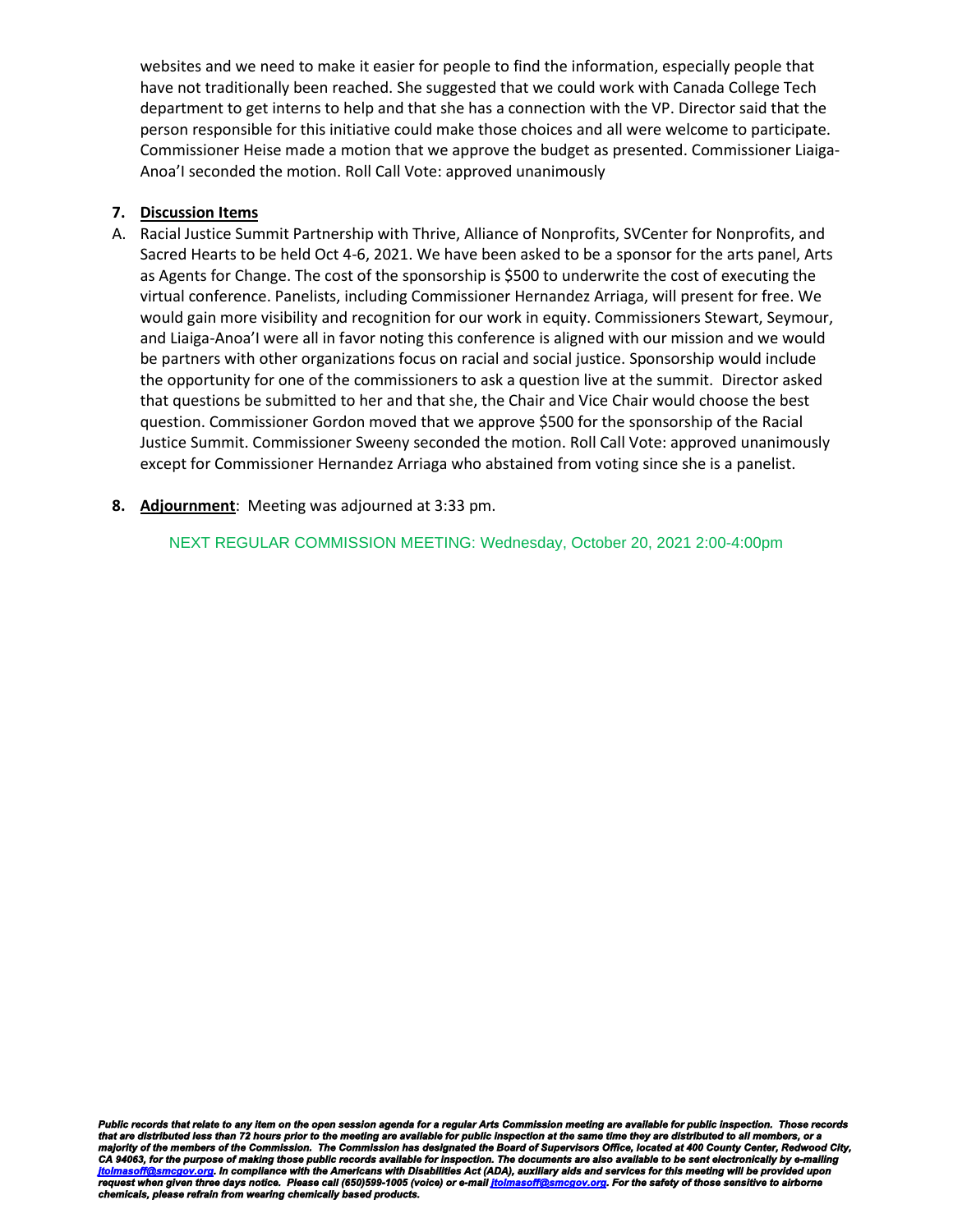websites and we need to make it easier for people to find the information, especially people that have not traditionally been reached. She suggested that we could work with Canada College Tech department to get interns to help and that she has a connection with the VP. Director said that the person responsible for this initiative could make those choices and all were welcome to participate. Commissioner Heise made a motion that we approve the budget as presented. Commissioner Liaiga-Anoa'I seconded the motion. Roll Call Vote: approved unanimously

**7. Discussion Items**

A. Racial Justice Summit Partnership with Thrive, Alliance of Nonprofits, SVCenter for Nonprofits, and Sacred Hearts to be held Oct 4-6, 2021. We have been asked to be a sponsor for the arts panel, Arts as Agents for Change. The cost of the sponsorship is $500 to underwrite the cost of executing the virtual conference. Panelists, including Commissioner Hernandez Arriaga, will present for free. We would gain more visibility and recognition for our work in equity. Commissioners Stewart, Seymour, and Liaiga-Anoa'I were all in favor noting this conference is aligned with our mission and we would be partners with other organizations focus on racial and social justice. Sponsorship would include the opportunity for one of the commissioners to ask a question live at the summit. Director asked that questions be submitted to her and that she, the Chair and Vice Chair would choose the best question. Commissioner Gordon moved that we approve $500 for the sponsorship of the Racial Justice Summit. Commissioner Sweeny seconded the motion. Roll Call Vote: approved unanimously except for Commissioner Hernandez Arriaga who abstained from voting since she is a panelist.

**8. Adjournment**: Meeting was adjourned at 3:33 pm.

NEXT REGULAR COMMISSION MEETING: Wednesday, October 20, 2021 2:00-4:00pm

***Public records that relate to any item on the open session agenda for a regular Arts Commission meeting are available for public inspection. Those records that are distributed less than 72 hours prior to the meeting are available for public inspection at the same time they are distributed to all members, or a majority of the members of the Commission. The Commission has designated the Board of Supervisors Office, located at 400 County Center, Redwood City, CA 94063, for the purpose of making those public records available for inspection. The documents are also available to be sent electronically by e-mailing jtolmasoff@smcgov.org. In compliance with the Americans with Disabilities Act (ADA), auxiliary aids and services for this meeting will be provided upon request when given three days notice. Please call (650)599-1005 (voice) or e-mail jtolmasoff@smcgov.org. For the safety of those sensitive to airborne chemicals, please refrain from wearing chemically based products.***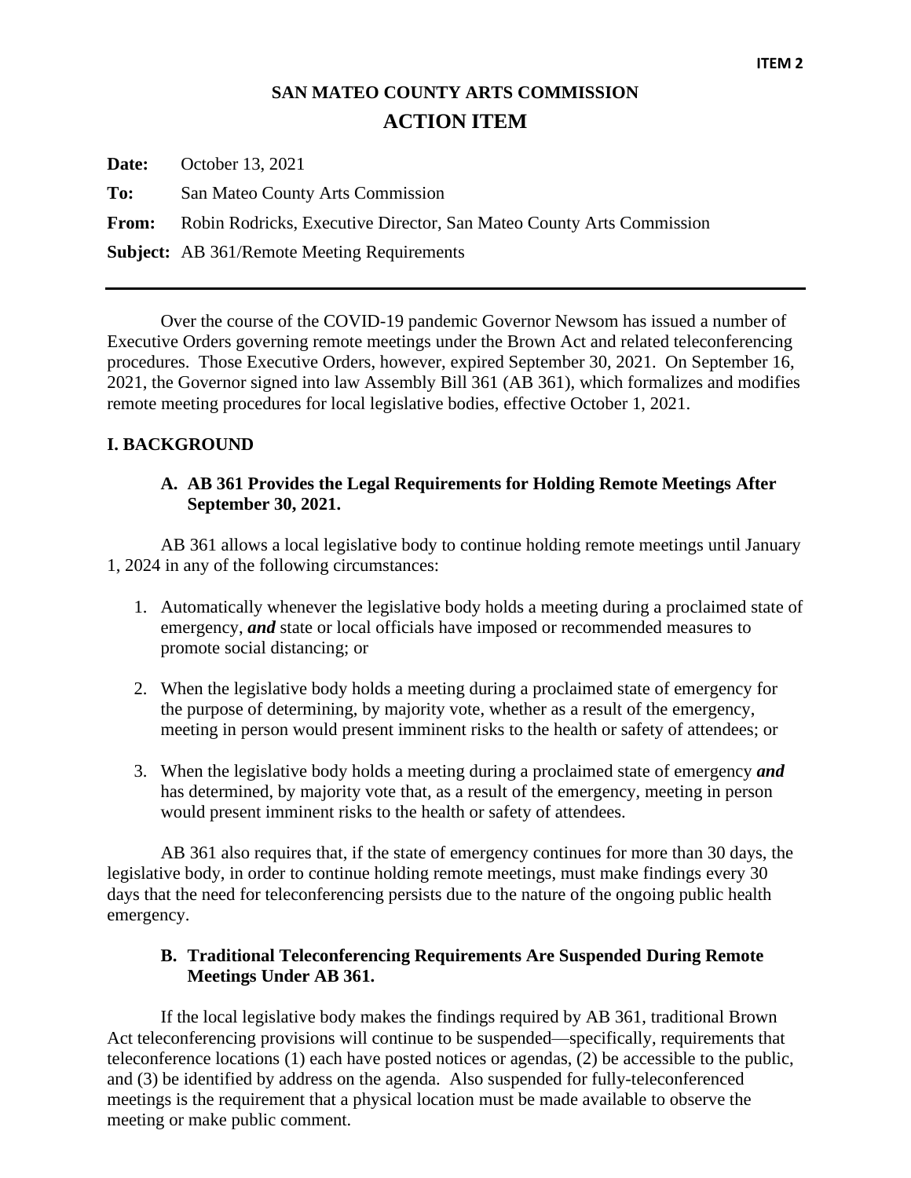ITEM 2

# SAN MATEO COUNTY ARTS COMMISSION

## ACTION ITEM

**Date:** October 13, 2021

**To:** San Mateo County Arts Commission

**From:** Robin Rodricks, Executive Director, San Mateo County Arts Commission

**Subject:** AB 361/Remote Meeting Requirements

---

Over the course of the COVID-19 pandemic Governor Newsom has issued a number of Executive Orders governing remote meetings under the Brown Act and related teleconferencing procedures. Those Executive Orders, however, expired September 30, 2021. On September 16, 2021, the Governor signed into law Assembly Bill 361 (AB 361), which formalizes and modifies remote meeting procedures for local legislative bodies, effective October 1, 2021.

### I. BACKGROUND

#### A. AB 361 Provides the Legal Requirements for Holding Remote Meetings After September 30, 2021.

AB 361 allows a local legislative body to continue holding remote meetings until January 1, 2024 in any of the following circumstances:

1. Automatically whenever the legislative body holds a meeting during a proclaimed state of emergency, ***and*** state or local officials have imposed or recommended measures to promote social distancing; or

2. When the legislative body holds a meeting during a proclaimed state of emergency for the purpose of determining, by majority vote, whether as a result of the emergency, meeting in person would present imminent risks to the health or safety of attendees; or

3. When the legislative body holds a meeting during a proclaimed state of emergency ***and*** has determined, by majority vote that, as a result of the emergency, meeting in person would present imminent risks to the health or safety of attendees.

AB 361 also requires that, if the state of emergency continues for more than 30 days, the legislative body, in order to continue holding remote meetings, must make findings every 30 days that the need for teleconferencing persists due to the nature of the ongoing public health emergency.

#### B. Traditional Teleconferencing Requirements Are Suspended During Remote Meetings Under AB 361.

If the local legislative body makes the findings required by AB 361, traditional Brown Act teleconferencing provisions will continue to be suspended—specifically, requirements that teleconference locations (1) each have posted notices or agendas, (2) be accessible to the public, and (3) be identified by address on the agenda. Also suspended for fully-teleconferenced meetings is the requirement that a physical location must be made available to observe the meeting or make public comment.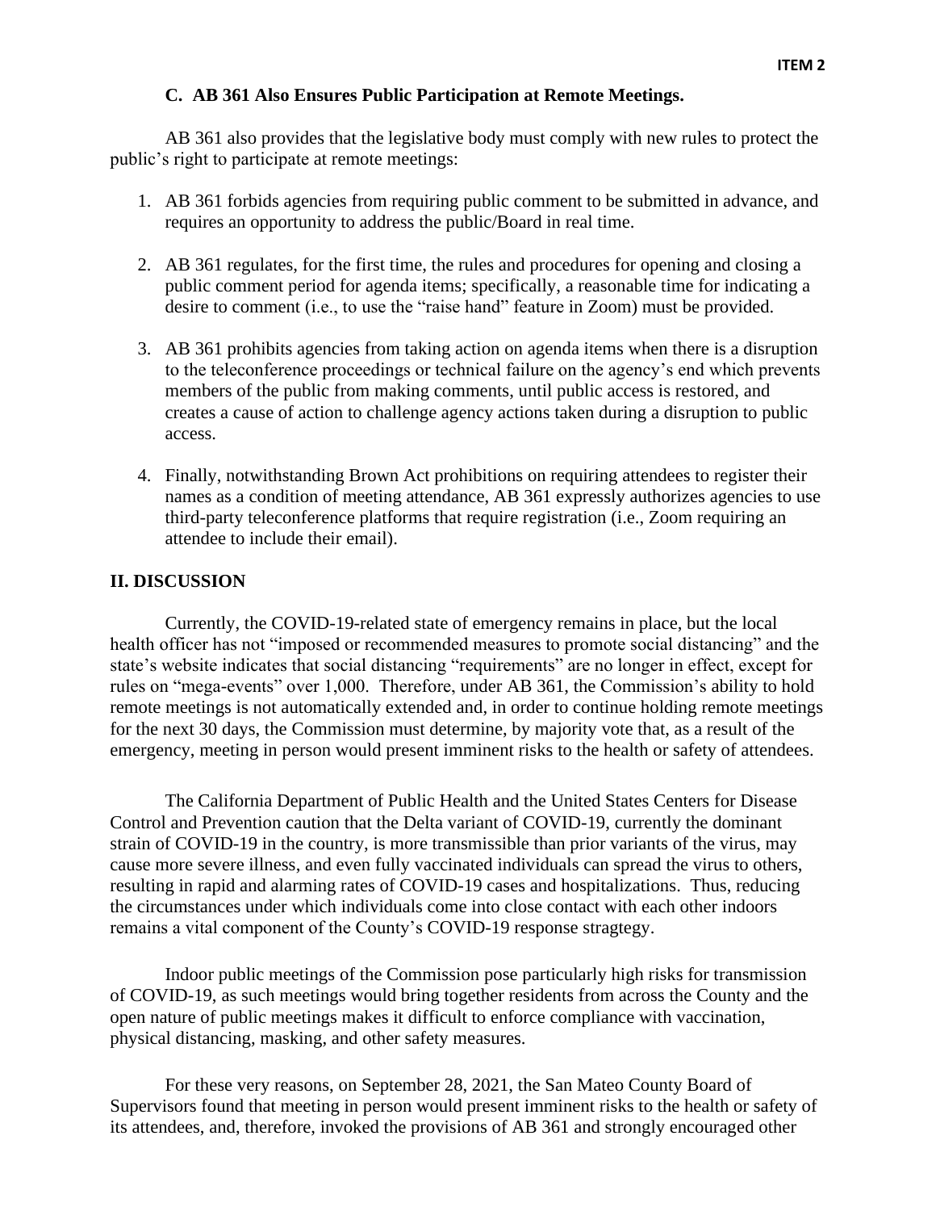### C. AB 361 Also Ensures Public Participation at Remote Meetings.

AB 361 also provides that the legislative body must comply with new rules to protect the public's right to participate at remote meetings:

1. AB 361 forbids agencies from requiring public comment to be submitted in advance, and requires an opportunity to address the public/Board in real time.

2. AB 361 regulates, for the first time, the rules and procedures for opening and closing a public comment period for agenda items; specifically, a reasonable time for indicating a desire to comment (i.e., to use the "raise hand" feature in Zoom) must be provided.

3. AB 361 prohibits agencies from taking action on agenda items when there is a disruption to the teleconference proceedings or technical failure on the agency's end which prevents members of the public from making comments, until public access is restored, and creates a cause of action to challenge agency actions taken during a disruption to public access.

4. Finally, notwithstanding Brown Act prohibitions on requiring attendees to register their names as a condition of meeting attendance, AB 361 expressly authorizes agencies to use third-party teleconference platforms that require registration (i.e., Zoom requiring an attendee to include their email).

## II. DISCUSSION

Currently, the COVID-19-related state of emergency remains in place, but the local health officer has not "imposed or recommended measures to promote social distancing" and the state's website indicates that social distancing "requirements" are no longer in effect, except for rules on "mega-events" over 1,000. Therefore, under AB 361, the Commission's ability to hold remote meetings is not automatically extended and, in order to continue holding remote meetings for the next 30 days, the Commission must determine, by majority vote that, as a result of the emergency, meeting in person would present imminent risks to the health or safety of attendees.

The California Department of Public Health and the United States Centers for Disease Control and Prevention caution that the Delta variant of COVID-19, currently the dominant strain of COVID-19 in the country, is more transmissible than prior variants of the virus, may cause more severe illness, and even fully vaccinated individuals can spread the virus to others, resulting in rapid and alarming rates of COVID-19 cases and hospitalizations. Thus, reducing the circumstances under which individuals come into close contact with each other indoors remains a vital component of the County's COVID-19 response stragtegy.

Indoor public meetings of the Commission pose particularly high risks for transmission of COVID-19, as such meetings would bring together residents from across the County and the open nature of public meetings makes it difficult to enforce compliance with vaccination, physical distancing, masking, and other safety measures.

For these very reasons, on September 28, 2021, the San Mateo County Board of Supervisors found that meeting in person would present imminent risks to the health or safety of its attendees, and, therefore, invoked the provisions of AB 361 and strongly encouraged other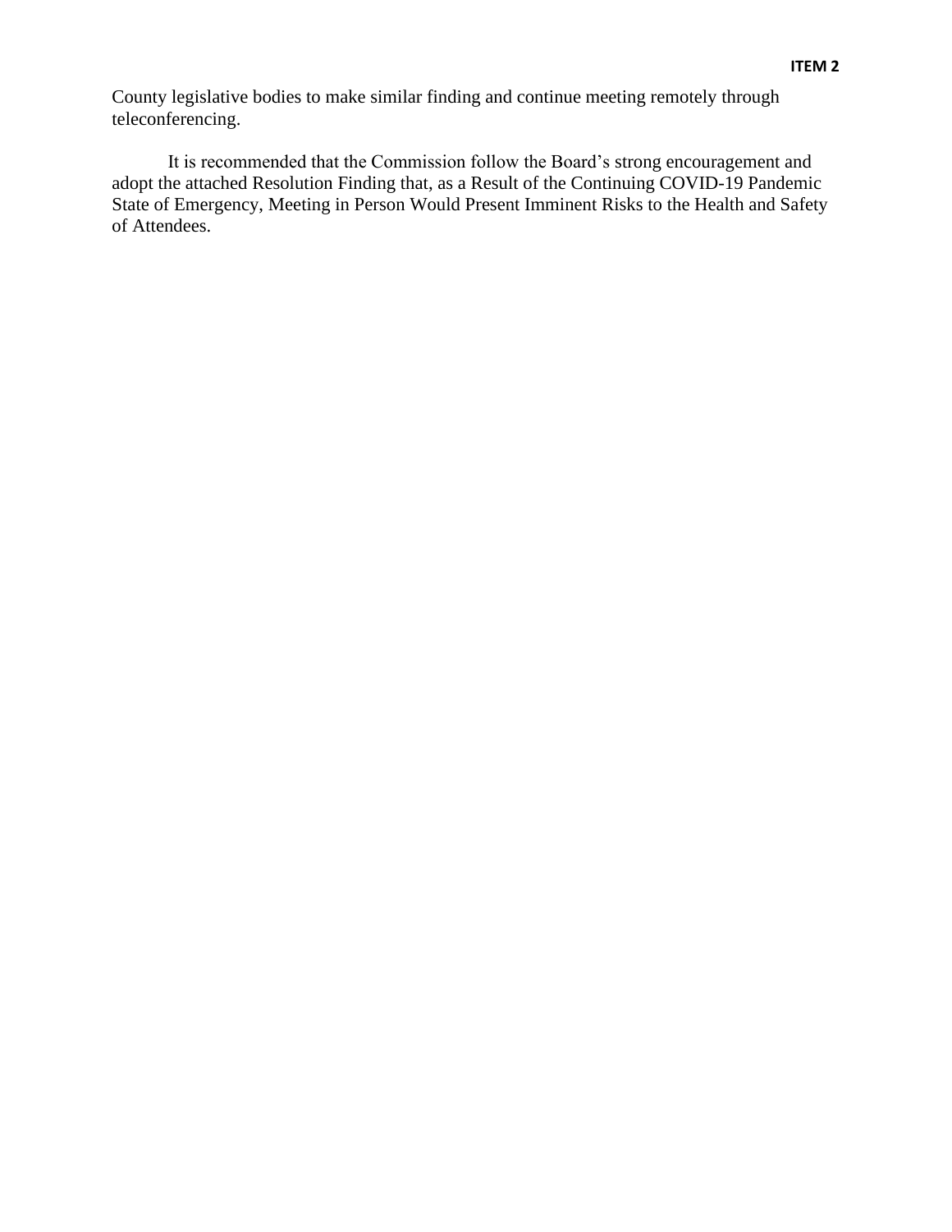County legislative bodies to make similar finding and continue meeting remotely through teleconferencing.

It is recommended that the Commission follow the Board's strong encouragement and adopt the attached Resolution Finding that, as a Result of the Continuing COVID-19 Pandemic State of Emergency, Meeting in Person Would Present Imminent Risks to the Health and Safety of Attendees.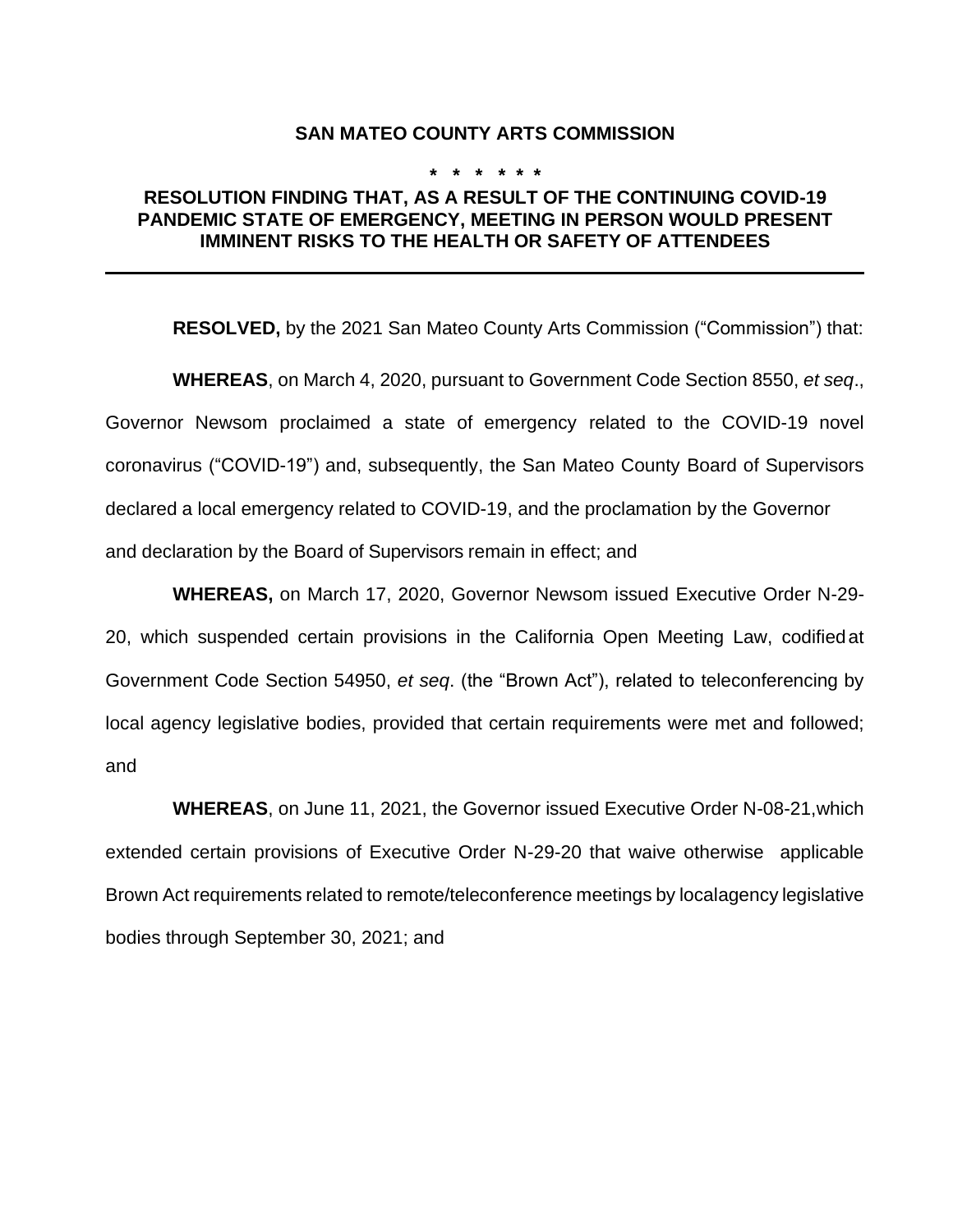**SAN MATEO COUNTY ARTS COMMISSION**

**\* \* \* \* \* \***

**RESOLUTION FINDING THAT, AS A RESULT OF THE CONTINUING COVID-19 PANDEMIC STATE OF EMERGENCY, MEETING IN PERSON WOULD PRESENT IMMINENT RISKS TO THE HEALTH OR SAFETY OF ATTENDEES**

---

**RESOLVED,** by the 2021 San Mateo County Arts Commission ("Commission") that:

**WHEREAS**, on March 4, 2020, pursuant to Government Code Section 8550, *et seq*., Governor Newsom proclaimed a state of emergency related to the COVID-19 novel coronavirus ("COVID-19") and, subsequently, the San Mateo County Board of Supervisors declared a local emergency related to COVID-19, and the proclamation by the Governor and declaration by the Board of Supervisors remain in effect; and

**WHEREAS,** on March 17, 2020, Governor Newsom issued Executive Order N-29-20, which suspended certain provisions in the California Open Meeting Law, codified at Government Code Section 54950, *et seq*. (the "Brown Act"), related to teleconferencing by local agency legislative bodies, provided that certain requirements were met and followed; and

**WHEREAS**, on June 11, 2021, the Governor issued Executive Order N-08-21, which extended certain provisions of Executive Order N-29-20 that waive otherwise applicable Brown Act requirements related to remote/teleconference meetings by local agency legislative bodies through September 30, 2021; and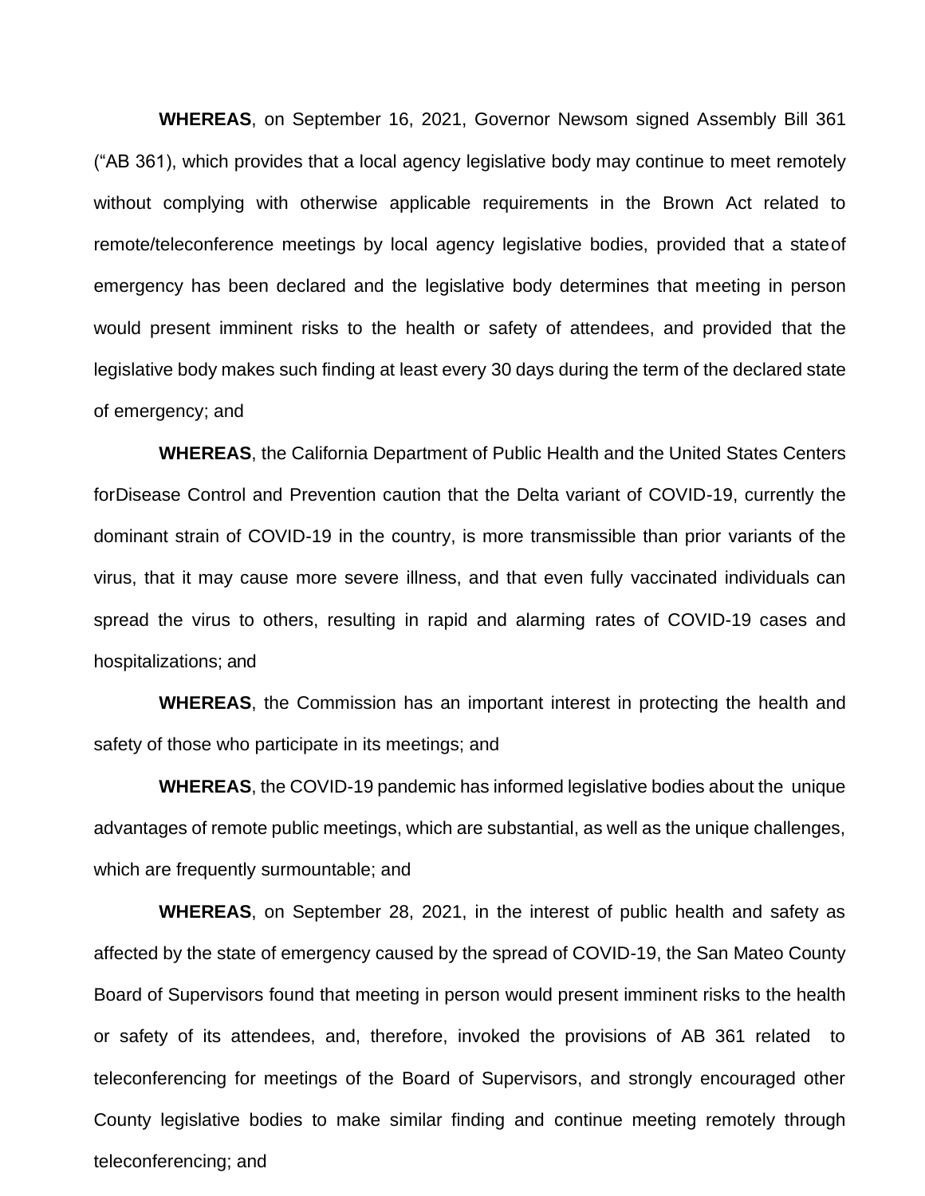**WHEREAS**, on September 16, 2021, Governor Newsom signed Assembly Bill 361 ("AB 361), which provides that a local agency legislative body may continue to meet remotely without complying with otherwise applicable requirements in the Brown Act related to remote/teleconference meetings by local agency legislative bodies, provided that a stateof emergency has been declared and the legislative body determines that meeting in person would present imminent risks to the health or safety of attendees, and provided that the legislative body makes such finding at least every 30 days during the term of the declared state of emergency; and

**WHEREAS**, the California Department of Public Health and the United States Centers forDisease Control and Prevention caution that the Delta variant of COVID-19, currently the dominant strain of COVID-19 in the country, is more transmissible than prior variants of the virus, that it may cause more severe illness, and that even fully vaccinated individuals can spread the virus to others, resulting in rapid and alarming rates of COVID-19 cases and hospitalizations; and

**WHEREAS**, the Commission has an important interest in protecting the health and safety of those who participate in its meetings; and

**WHEREAS**, the COVID-19 pandemic has informed legislative bodies about the unique advantages of remote public meetings, which are substantial, as well as the unique challenges, which are frequently surmountable; and

**WHEREAS**, on September 28, 2021, in the interest of public health and safety as affected by the state of emergency caused by the spread of COVID-19, the San Mateo County Board of Supervisors found that meeting in person would present imminent risks to the health or safety of its attendees, and, therefore, invoked the provisions of AB 361 related to teleconferencing for meetings of the Board of Supervisors, and strongly encouraged other County legislative bodies to make similar finding and continue meeting remotely through teleconferencing; and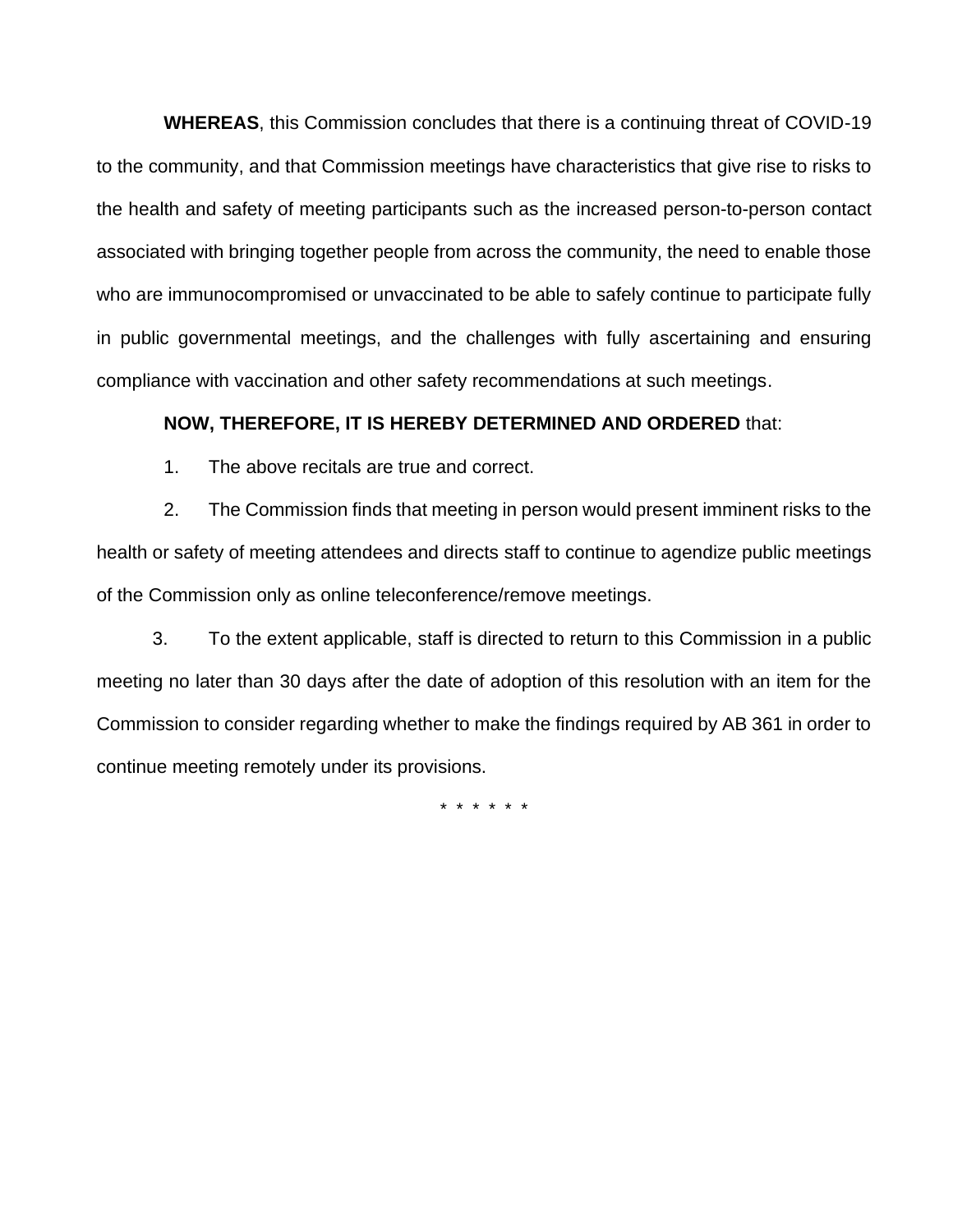**WHEREAS**, this Commission concludes that there is a continuing threat of COVID-19 to the community, and that Commission meetings have characteristics that give rise to risks to the health and safety of meeting participants such as the increased person-to-person contact associated with bringing together people from across the community, the need to enable those who are immunocompromised or unvaccinated to be able to safely continue to participate fully in public governmental meetings, and the challenges with fully ascertaining and ensuring compliance with vaccination and other safety recommendations at such meetings.

**NOW, THEREFORE, IT IS HEREBY DETERMINED AND ORDERED** that:

1. The above recitals are true and correct.

2. The Commission finds that meeting in person would present imminent risks to the health or safety of meeting attendees and directs staff to continue to agendize public meetings of the Commission only as online teleconference/remove meetings.

3. To the extent applicable, staff is directed to return to this Commission in a public meeting no later than 30 days after the date of adoption of this resolution with an item for the Commission to consider regarding whether to make the findings required by AB 361 in order to continue meeting remotely under its provisions.

\* \* \* \* \* \*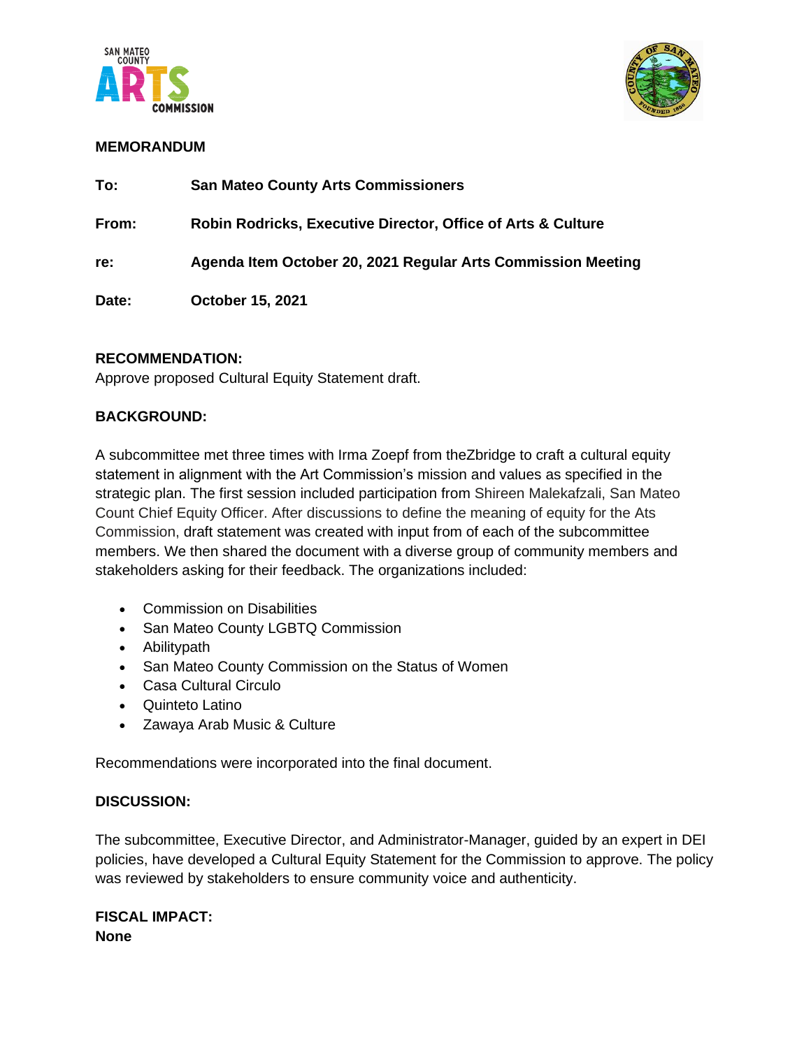**MEMORANDUM**

| | |
|---|---|
| **To:** | **San Mateo County Arts Commissioners** |
| **From:** | **Robin Rodricks, Executive Director, Office of Arts & Culture** |
| **re:** | **Agenda Item October 20, 2021 Regular Arts Commission Meeting** |
| **Date:** | **October 15, 2021** |

**RECOMMENDATION:**
Approve proposed Cultural Equity Statement draft.

**BACKGROUND:**

A subcommittee met three times with Irma Zoepf from theZbridge to craft a cultural equity statement in alignment with the Art Commission's mission and values as specified in the strategic plan. The first session included participation from Shireen Malekafzali, San Mateo Count Chief Equity Officer. After discussions to define the meaning of equity for the Ats Commission, draft statement was created with input from of each of the subcommittee members. We then shared the document with a diverse group of community members and stakeholders asking for their feedback. The organizations included:

- Commission on Disabilities
- San Mateo County LGBTQ Commission
- Abilitypath
- San Mateo County Commission on the Status of Women
- Casa Cultural Circulo
- Quinteto Latino
- Zawaya Arab Music & Culture

Recommendations were incorporated into the final document.

**DISCUSSION:**

The subcommittee, Executive Director, and Administrator-Manager, guided by an expert in DEI policies, have developed a Cultural Equity Statement for the Commission to approve. The policy was reviewed by stakeholders to ensure community voice and authenticity.

**FISCAL IMPACT:**
**None**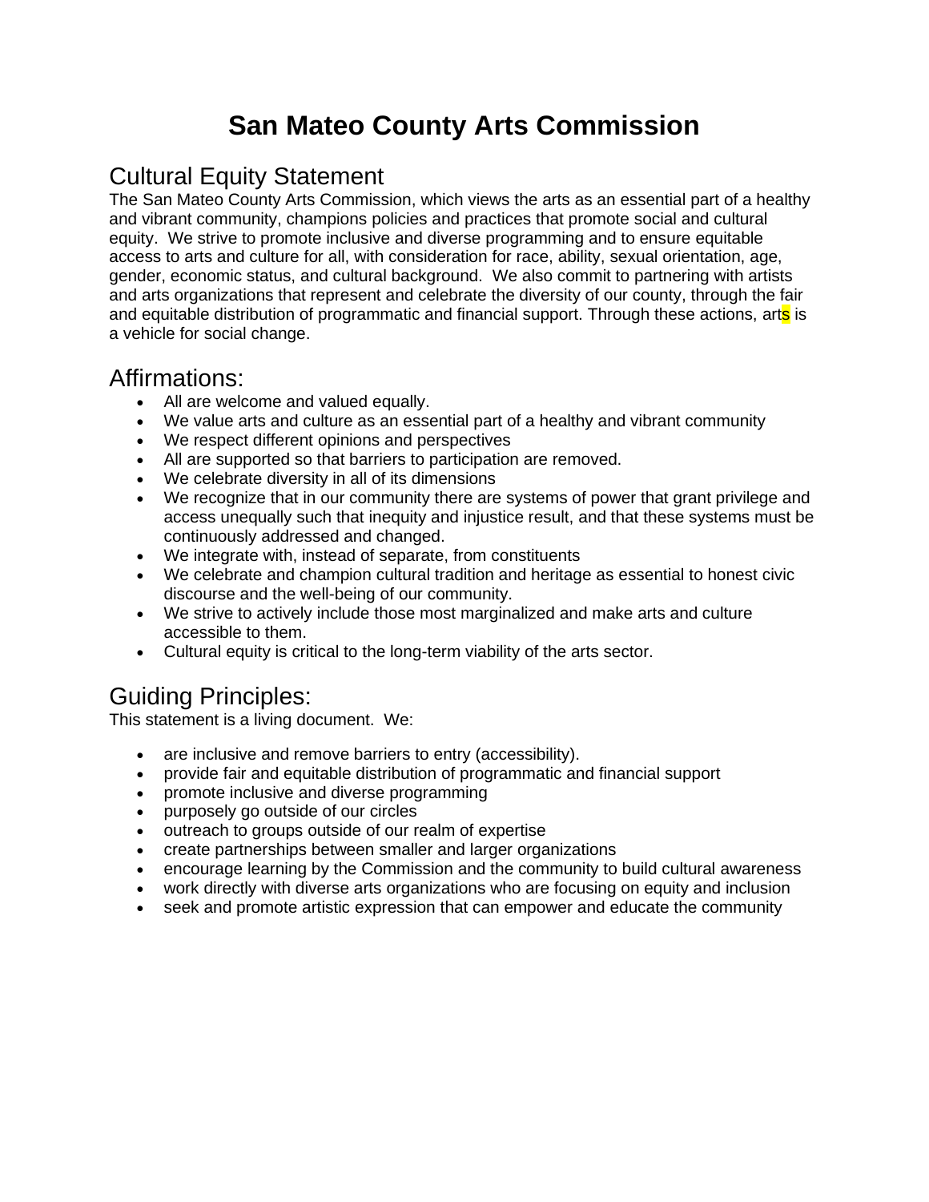# San Mateo County Arts Commission

## Cultural Equity Statement

The San Mateo County Arts Commission, which views the arts as an essential part of a healthy and vibrant community, champions policies and practices that promote social and cultural equity. We strive to promote inclusive and diverse programming and to ensure equitable access to arts and culture for all, with consideration for race, ability, sexual orientation, age, gender, economic status, and cultural background. We also commit to partnering with artists and arts organizations that represent and celebrate the diversity of our county, through the fair and equitable distribution of programmatic and financial support. Through these actions, arts is a vehicle for social change.

## Affirmations:

- All are welcome and valued equally.
- We value arts and culture as an essential part of a healthy and vibrant community
- We respect different opinions and perspectives
- All are supported so that barriers to participation are removed.
- We celebrate diversity in all of its dimensions
- We recognize that in our community there are systems of power that grant privilege and access unequally such that inequity and injustice result, and that these systems must be continuously addressed and changed.
- We integrate with, instead of separate, from constituents
- We celebrate and champion cultural tradition and heritage as essential to honest civic discourse and the well-being of our community.
- We strive to actively include those most marginalized and make arts and culture accessible to them.
- Cultural equity is critical to the long-term viability of the arts sector.

## Guiding Principles:

This statement is a living document. We:

- are inclusive and remove barriers to entry (accessibility).
- provide fair and equitable distribution of programmatic and financial support
- promote inclusive and diverse programming
- purposely go outside of our circles
- outreach to groups outside of our realm of expertise
- create partnerships between smaller and larger organizations
- encourage learning by the Commission and the community to build cultural awareness
- work directly with diverse arts organizations who are focusing on equity and inclusion
- seek and promote artistic expression that can empower and educate the community